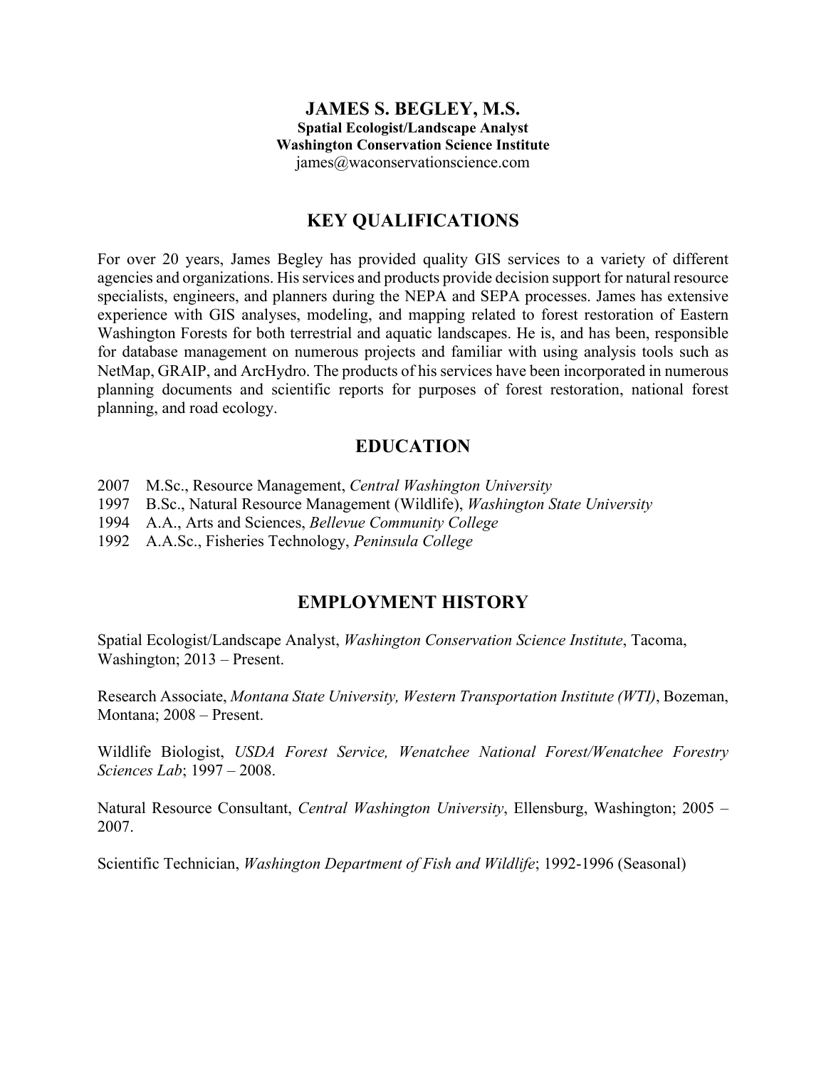# JAMES S. BEGLEY, M.S.

**Spatial Ecologist/Landscape Analyst**
**Washington Conservation Science Institute**
james@waconservationscience.com

## KEY QUALIFICATIONS

For over 20 years, James Begley has provided quality GIS services to a variety of different agencies and organizations. His services and products provide decision support for natural resource specialists, engineers, and planners during the NEPA and SEPA processes. James has extensive experience with GIS analyses, modeling, and mapping related to forest restoration of Eastern Washington Forests for both terrestrial and aquatic landscapes. He is, and has been, responsible for database management on numerous projects and familiar with using analysis tools such as NetMap, GRAIP, and ArcHydro. The products of his services have been incorporated in numerous planning documents and scientific reports for purposes of forest restoration, national forest planning, and road ecology.

## EDUCATION

2007 M.Sc., Resource Management, *Central Washington University*
1997 B.Sc., Natural Resource Management (Wildlife), *Washington State University*
1994 A.A., Arts and Sciences, *Bellevue Community College*
1992 A.A.Sc., Fisheries Technology, *Peninsula College*

## EMPLOYMENT HISTORY

Spatial Ecologist/Landscape Analyst, *Washington Conservation Science Institute*, Tacoma, Washington; 2013 – Present.

Research Associate, *Montana State University, Western Transportation Institute (WTI)*, Bozeman, Montana; 2008 – Present.

Wildlife Biologist, *USDA Forest Service, Wenatchee National Forest/Wenatchee Forestry Sciences Lab*; 1997 – 2008.

Natural Resource Consultant, *Central Washington University*, Ellensburg, Washington; 2005 – 2007.

Scientific Technician, *Washington Department of Fish and Wildlife*; 1992-1996 (Seasonal)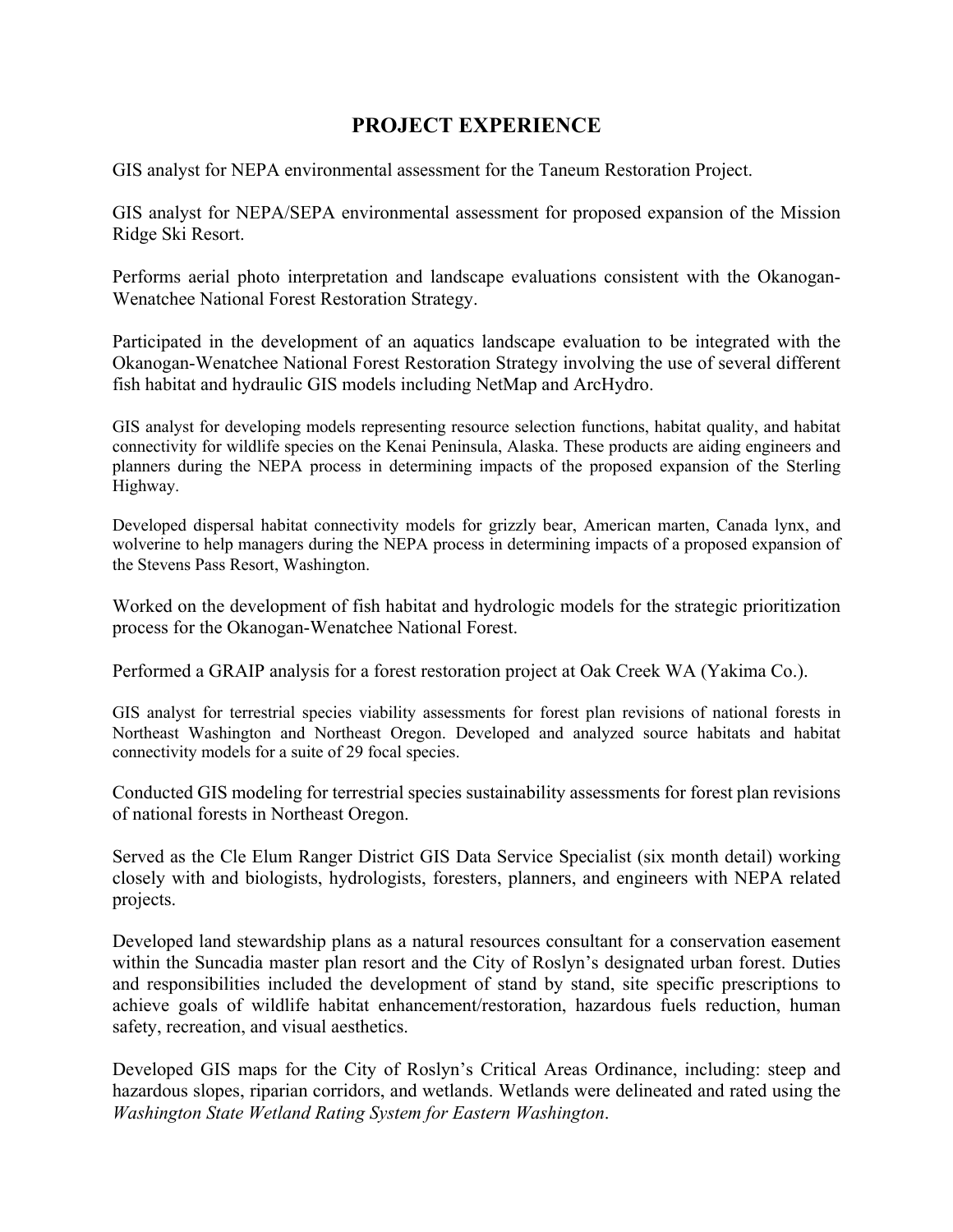# PROJECT EXPERIENCE

GIS analyst for NEPA environmental assessment for the Taneum Restoration Project.

GIS analyst for NEPA/SEPA environmental assessment for proposed expansion of the Mission Ridge Ski Resort.

Performs aerial photo interpretation and landscape evaluations consistent with the Okanogan-Wenatchee National Forest Restoration Strategy.

Participated in the development of an aquatics landscape evaluation to be integrated with the Okanogan-Wenatchee National Forest Restoration Strategy involving the use of several different fish habitat and hydraulic GIS models including NetMap and ArcHydro.

GIS analyst for developing models representing resource selection functions, habitat quality, and habitat connectivity for wildlife species on the Kenai Peninsula, Alaska. These products are aiding engineers and planners during the NEPA process in determining impacts of the proposed expansion of the Sterling Highway.

Developed dispersal habitat connectivity models for grizzly bear, American marten, Canada lynx, and wolverine to help managers during the NEPA process in determining impacts of a proposed expansion of the Stevens Pass Resort, Washington.

Worked on the development of fish habitat and hydrologic models for the strategic prioritization process for the Okanogan-Wenatchee National Forest.

Performed a GRAIP analysis for a forest restoration project at Oak Creek WA (Yakima Co.).

GIS analyst for terrestrial species viability assessments for forest plan revisions of national forests in Northeast Washington and Northeast Oregon. Developed and analyzed source habitats and habitat connectivity models for a suite of 29 focal species.

Conducted GIS modeling for terrestrial species sustainability assessments for forest plan revisions of national forests in Northeast Oregon.

Served as the Cle Elum Ranger District GIS Data Service Specialist (six month detail) working closely with and biologists, hydrologists, foresters, planners, and engineers with NEPA related projects.

Developed land stewardship plans as a natural resources consultant for a conservation easement within the Suncadia master plan resort and the City of Roslyn's designated urban forest. Duties and responsibilities included the development of stand by stand, site specific prescriptions to achieve goals of wildlife habitat enhancement/restoration, hazardous fuels reduction, human safety, recreation, and visual aesthetics.

Developed GIS maps for the City of Roslyn's Critical Areas Ordinance, including: steep and hazardous slopes, riparian corridors, and wetlands. Wetlands were delineated and rated using the *Washington State Wetland Rating System for Eastern Washington*.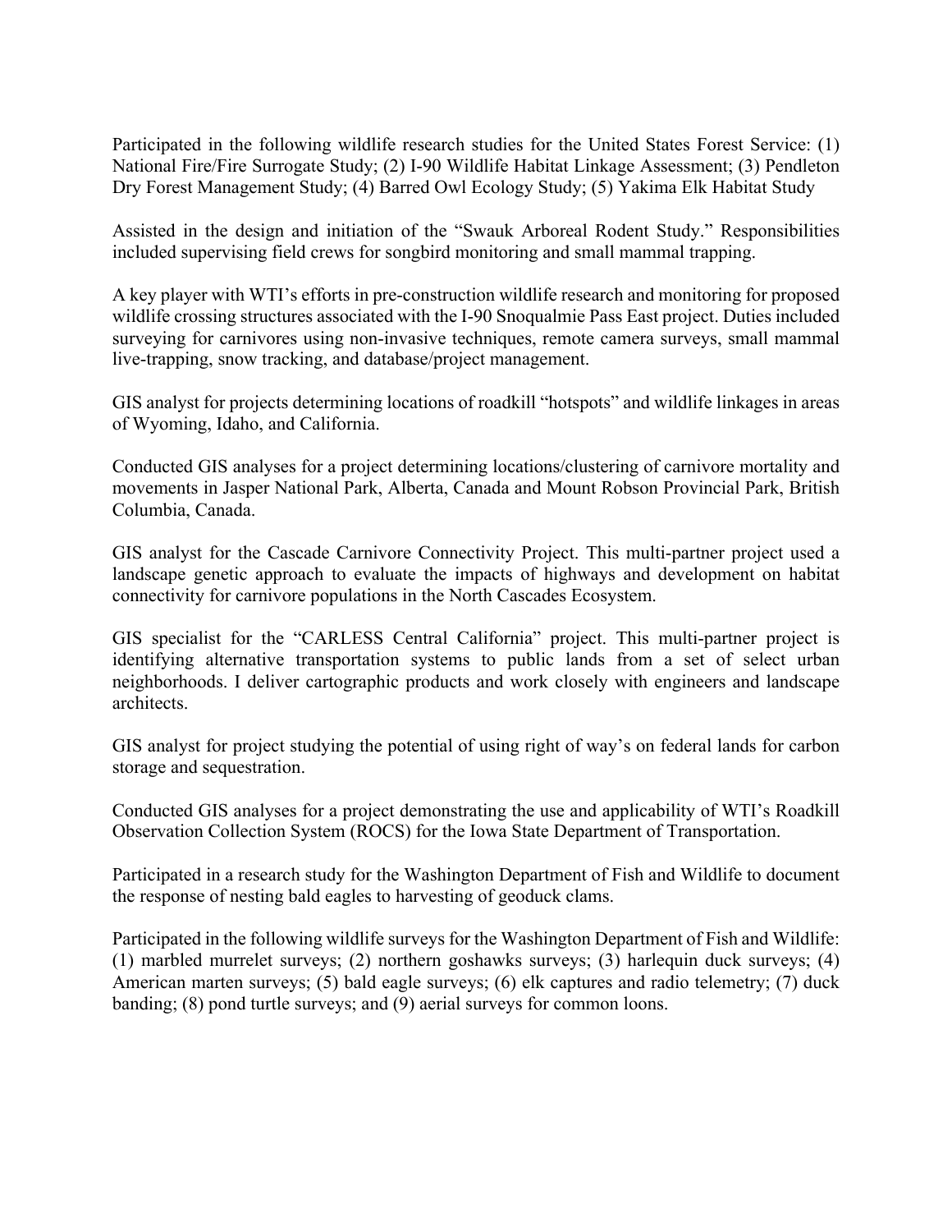Participated in the following wildlife research studies for the United States Forest Service: (1) National Fire/Fire Surrogate Study; (2) I-90 Wildlife Habitat Linkage Assessment; (3) Pendleton Dry Forest Management Study; (4) Barred Owl Ecology Study; (5) Yakima Elk Habitat Study

Assisted in the design and initiation of the "Swauk Arboreal Rodent Study." Responsibilities included supervising field crews for songbird monitoring and small mammal trapping.

A key player with WTI's efforts in pre-construction wildlife research and monitoring for proposed wildlife crossing structures associated with the I-90 Snoqualmie Pass East project. Duties included surveying for carnivores using non-invasive techniques, remote camera surveys, small mammal live-trapping, snow tracking, and database/project management.

GIS analyst for projects determining locations of roadkill "hotspots" and wildlife linkages in areas of Wyoming, Idaho, and California.

Conducted GIS analyses for a project determining locations/clustering of carnivore mortality and movements in Jasper National Park, Alberta, Canada and Mount Robson Provincial Park, British Columbia, Canada.

GIS analyst for the Cascade Carnivore Connectivity Project. This multi-partner project used a landscape genetic approach to evaluate the impacts of highways and development on habitat connectivity for carnivore populations in the North Cascades Ecosystem.

GIS specialist for the "CARLESS Central California" project. This multi-partner project is identifying alternative transportation systems to public lands from a set of select urban neighborhoods. I deliver cartographic products and work closely with engineers and landscape architects.

GIS analyst for project studying the potential of using right of way's on federal lands for carbon storage and sequestration.

Conducted GIS analyses for a project demonstrating the use and applicability of WTI's Roadkill Observation Collection System (ROCS) for the Iowa State Department of Transportation.

Participated in a research study for the Washington Department of Fish and Wildlife to document the response of nesting bald eagles to harvesting of geoduck clams.

Participated in the following wildlife surveys for the Washington Department of Fish and Wildlife: (1) marbled murrelet surveys; (2) northern goshawks surveys; (3) harlequin duck surveys; (4) American marten surveys; (5) bald eagle surveys; (6) elk captures and radio telemetry; (7) duck banding; (8) pond turtle surveys; and (9) aerial surveys for common loons.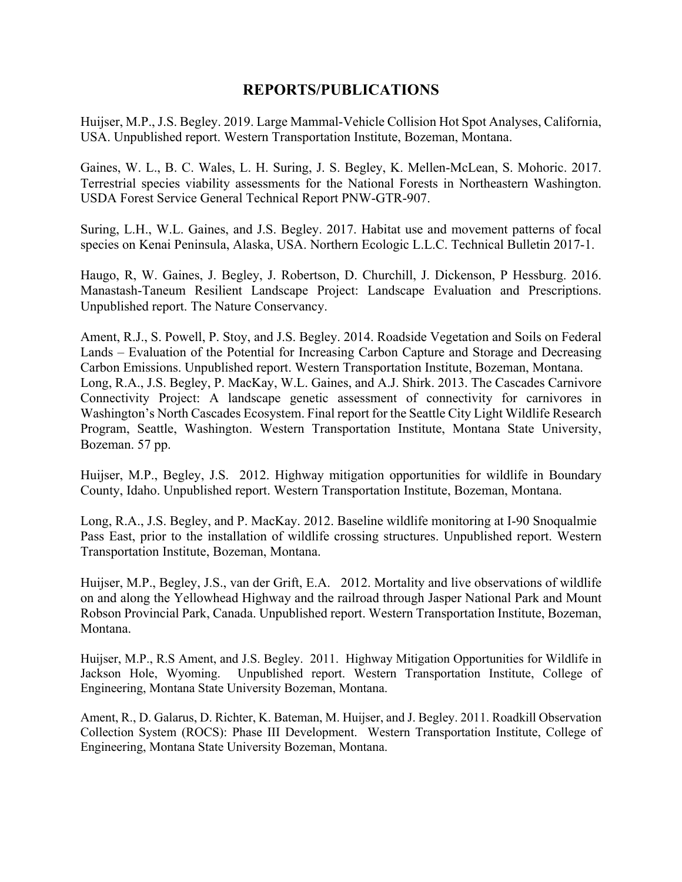## REPORTS/PUBLICATIONS

Huijser, M.P., J.S. Begley. 2019. Large Mammal-Vehicle Collision Hot Spot Analyses, California, USA. Unpublished report. Western Transportation Institute, Bozeman, Montana.

Gaines, W. L., B. C. Wales, L. H. Suring, J. S. Begley, K. Mellen-McLean, S. Mohoric. 2017. Terrestrial species viability assessments for the National Forests in Northeastern Washington. USDA Forest Service General Technical Report PNW-GTR-907.

Suring, L.H., W.L. Gaines, and J.S. Begley. 2017. Habitat use and movement patterns of focal species on Kenai Peninsula, Alaska, USA. Northern Ecologic L.L.C. Technical Bulletin 2017-1.

Haugo, R, W. Gaines, J. Begley, J. Robertson, D. Churchill, J. Dickenson, P Hessburg. 2016. Manastash-Taneum Resilient Landscape Project: Landscape Evaluation and Prescriptions. Unpublished report. The Nature Conservancy.

Ament, R.J., S. Powell, P. Stoy, and J.S. Begley. 2014. Roadside Vegetation and Soils on Federal Lands – Evaluation of the Potential for Increasing Carbon Capture and Storage and Decreasing Carbon Emissions. Unpublished report. Western Transportation Institute, Bozeman, Montana.

Long, R.A., J.S. Begley, P. MacKay, W.L. Gaines, and A.J. Shirk. 2013. The Cascades Carnivore Connectivity Project: A landscape genetic assessment of connectivity for carnivores in Washington's North Cascades Ecosystem. Final report for the Seattle City Light Wildlife Research Program, Seattle, Washington. Western Transportation Institute, Montana State University, Bozeman. 57 pp.

Huijser, M.P., Begley, J.S. 2012. Highway mitigation opportunities for wildlife in Boundary County, Idaho. Unpublished report. Western Transportation Institute, Bozeman, Montana.

Long, R.A., J.S. Begley, and P. MacKay. 2012. Baseline wildlife monitoring at I-90 Snoqualmie Pass East, prior to the installation of wildlife crossing structures. Unpublished report. Western Transportation Institute, Bozeman, Montana.

Huijser, M.P., Begley, J.S., van der Grift, E.A. 2012. Mortality and live observations of wildlife on and along the Yellowhead Highway and the railroad through Jasper National Park and Mount Robson Provincial Park, Canada. Unpublished report. Western Transportation Institute, Bozeman, Montana.

Huijser, M.P., R.S Ament, and J.S. Begley. 2011. Highway Mitigation Opportunities for Wildlife in Jackson Hole, Wyoming. Unpublished report. Western Transportation Institute, College of Engineering, Montana State University Bozeman, Montana.

Ament, R., D. Galarus, D. Richter, K. Bateman, M. Huijser, and J. Begley. 2011. Roadkill Observation Collection System (ROCS): Phase III Development. Western Transportation Institute, College of Engineering, Montana State University Bozeman, Montana.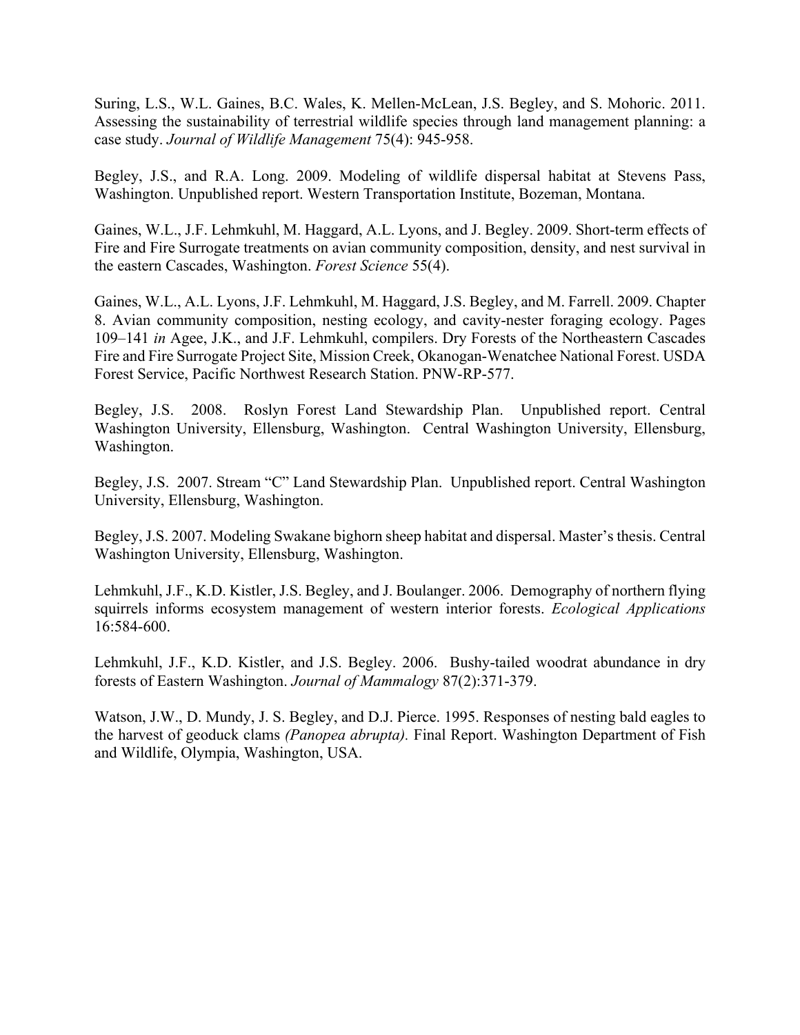Suring, L.S., W.L. Gaines, B.C. Wales, K. Mellen-McLean, J.S. Begley, and S. Mohoric. 2011. Assessing the sustainability of terrestrial wildlife species through land management planning: a case study. *Journal of Wildlife Management* 75(4): 945-958.

Begley, J.S., and R.A. Long. 2009. Modeling of wildlife dispersal habitat at Stevens Pass, Washington. Unpublished report. Western Transportation Institute, Bozeman, Montana.

Gaines, W.L., J.F. Lehmkuhl, M. Haggard, A.L. Lyons, and J. Begley. 2009. Short-term effects of Fire and Fire Surrogate treatments on avian community composition, density, and nest survival in the eastern Cascades, Washington. *Forest Science* 55(4).

Gaines, W.L., A.L. Lyons, J.F. Lehmkuhl, M. Haggard, J.S. Begley, and M. Farrell. 2009. Chapter 8. Avian community composition, nesting ecology, and cavity-nester foraging ecology. Pages 109–141 *in* Agee, J.K., and J.F. Lehmkuhl, compilers. Dry Forests of the Northeastern Cascades Fire and Fire Surrogate Project Site, Mission Creek, Okanogan-Wenatchee National Forest. USDA Forest Service, Pacific Northwest Research Station. PNW-RP-577.

Begley, J.S. 2008. Roslyn Forest Land Stewardship Plan. Unpublished report. Central Washington University, Ellensburg, Washington. Central Washington University, Ellensburg, Washington.

Begley, J.S. 2007. Stream "C" Land Stewardship Plan. Unpublished report. Central Washington University, Ellensburg, Washington.

Begley, J.S. 2007. Modeling Swakane bighorn sheep habitat and dispersal. Master's thesis. Central Washington University, Ellensburg, Washington.

Lehmkuhl, J.F., K.D. Kistler, J.S. Begley, and J. Boulanger. 2006. Demography of northern flying squirrels informs ecosystem management of western interior forests. *Ecological Applications* 16:584-600.

Lehmkuhl, J.F., K.D. Kistler, and J.S. Begley. 2006. Bushy-tailed woodrat abundance in dry forests of Eastern Washington. *Journal of Mammalogy* 87(2):371-379.

Watson, J.W., D. Mundy, J. S. Begley, and D.J. Pierce. 1995. Responses of nesting bald eagles to the harvest of geoduck clams *(Panopea abrupta).* Final Report. Washington Department of Fish and Wildlife, Olympia, Washington, USA.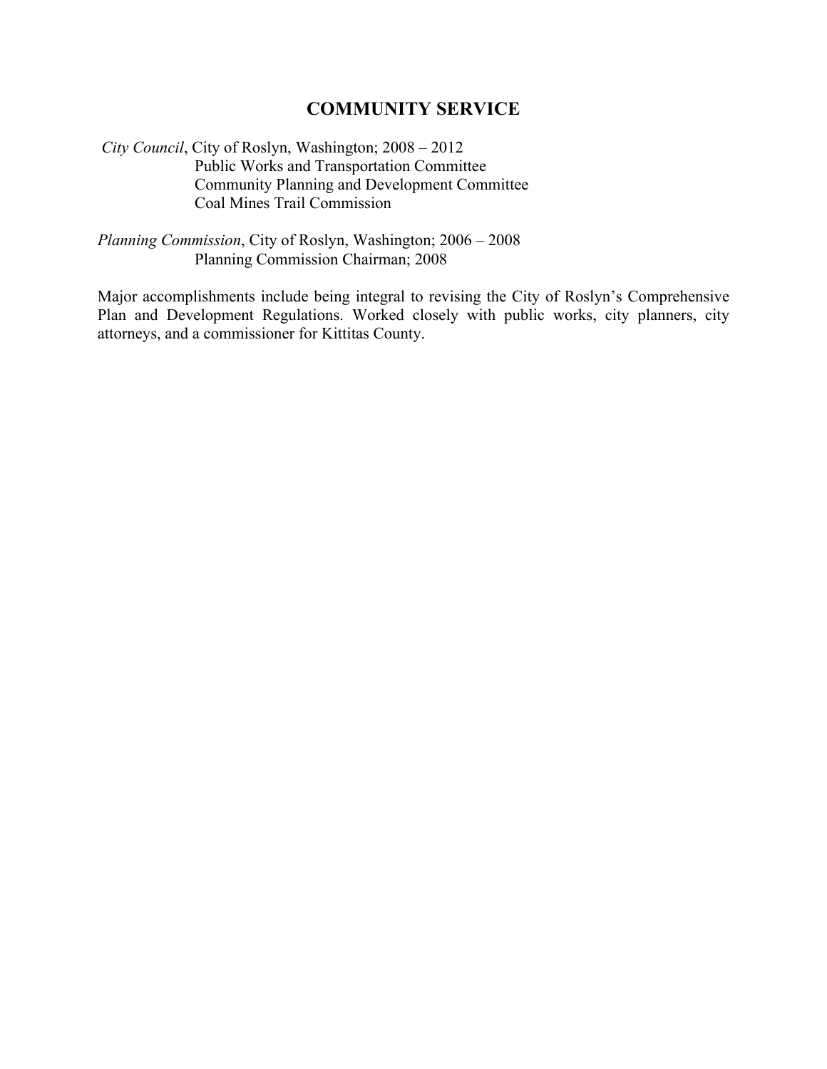## COMMUNITY SERVICE

*City Council*, City of Roslyn, Washington; 2008 – 2012
Public Works and Transportation Committee
Community Planning and Development Committee
Coal Mines Trail Commission

*Planning Commission*, City of Roslyn, Washington; 2006 – 2008
Planning Commission Chairman; 2008

Major accomplishments include being integral to revising the City of Roslyn's Comprehensive Plan and Development Regulations. Worked closely with public works, city planners, city attorneys, and a commissioner for Kittitas County.